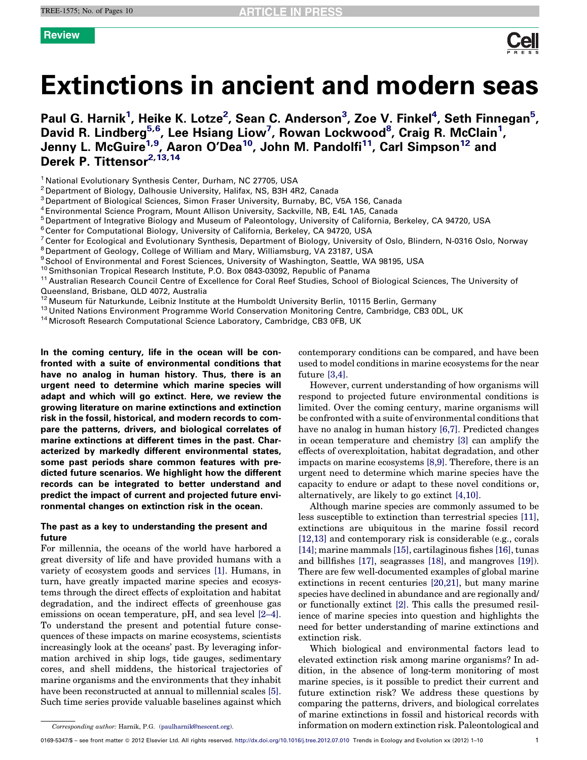Review

# Extinctions in ancient and modern seas

**Paul G. Harnik[1], Heike K. Lotze[2], Sean C. Anderson[3], Zoe V. Finkel[4], Seth Finnegan[5], David R. Lindberg[5,6], Lee Hsiang Liow[7], Rowan Lockwood[8], Craig R. McClain[1], Jenny L. McGuire[1,9], Aaron O'Dea[10], John M. Pandolfi[11], Carl Simpson[12] and Derek P. Tittensor[2,13,14]**

[1] National Evolutionary Synthesis Center, Durham, NC 27705, USA
[2] Department of Biology, Dalhousie University, Halifax, NS, B3H 4R2, Canada
[3] Department of Biological Sciences, Simon Fraser University, Burnaby, BC, V5A 1S6, Canada
[4] Environmental Science Program, Mount Allison University, Sackville, NB, E4L 1A5, Canada
[5] Department of Integrative Biology and Museum of Paleontology, University of California, Berkeley, CA 94720, USA
[6] Center for Computational Biology, University of California, Berkeley, CA 94720, USA
[7] Center for Ecological and Evolutionary Synthesis, Department of Biology, University of Oslo, Blindern, N-0316 Oslo, Norway
[8] Department of Geology, College of William and Mary, Williamsburg, VA 23187, USA
[9] School of Environmental and Forest Sciences, University of Washington, Seattle, WA 98195, USA
[10] Smithsonian Tropical Research Institute, P.O. Box 0843-03092, Republic of Panama
[11] Australian Research Council Centre of Excellence for Coral Reef Studies, School of Biological Sciences, The University of Queensland, Brisbane, QLD 4072, Australia
[12] Museum für Naturkunde, Leibniz Institute at the Humboldt University Berlin, 10115 Berlin, Germany
[13] United Nations Environment Programme World Conservation Monitoring Centre, Cambridge, CB3 0DL, UK
[14] Microsoft Research Computational Science Laboratory, Cambridge, CB3 0FB, UK

**In the coming century, life in the ocean will be confronted with a suite of environmental conditions that have no analog in human history. Thus, there is an urgent need to determine which marine species will adapt and which will go extinct. Here, we review the growing literature on marine extinctions and extinction risk in the fossil, historical, and modern records to compare the patterns, drivers, and biological correlates of marine extinctions at different times in the past. Characterized by markedly different environmental states, some past periods share common features with predicted future scenarios. We highlight how the different records can be integrated to better understand and predict the impact of current and projected future environmental changes on extinction risk in the ocean.**

## The past as a key to understanding the present and future

For millennia, the oceans of the world have harbored a great diversity of life and have provided humans with a variety of ecosystem goods and services [1]. Humans, in turn, have greatly impacted marine species and ecosystems through the direct effects of exploitation and habitat degradation, and the indirect effects of greenhouse gas emissions on ocean temperature, pH, and sea level [2–4]. To understand the present and potential future consequences of these impacts on marine ecosystems, scientists increasingly look at the oceans' past. By leveraging information archived in ship logs, tide gauges, sedimentary cores, and shell middens, the historical trajectories of marine organisms and the environments that they inhabit have been reconstructed at annual to millennial scales [5]. Such time series provide valuable baselines against which contemporary conditions can be compared, and have been used to model conditions in marine ecosystems for the near future [3,4].

However, current understanding of how organisms will respond to projected future environmental conditions is limited. Over the coming century, marine organisms will be confronted with a suite of environmental conditions that have no analog in human history [6,7]. Predicted changes in ocean temperature and chemistry [3] can amplify the effects of overexploitation, habitat degradation, and other impacts on marine ecosystems [8,9]. Therefore, there is an urgent need to determine which marine species have the capacity to endure or adapt to these novel conditions or, alternatively, are likely to go extinct [4,10].

Although marine species are commonly assumed to be less susceptible to extinction than terrestrial species [11], extinctions are ubiquitous in the marine fossil record [12,13] and contemporary risk is considerable (e.g., corals [14]; marine mammals [15], cartilaginous fishes [16], tunas and billfishes [17], seagrasses [18], and mangroves [19]). There are few well-documented examples of global marine extinctions in recent centuries [20,21], but many marine species have declined in abundance and are regionally and/or functionally extinct [2]. This calls the presumed resilience of marine species into question and highlights the need for better understanding of marine extinctions and extinction risk.

Which biological and environmental factors lead to elevated extinction risk among marine organisms? In addition, in the absence of long-term monitoring of most marine species, is it possible to predict their current and future extinction risk? We address these questions by comparing the patterns, drivers, and biological correlates of marine extinctions in fossil and historical records with information on modern extinction risk. Paleontological and

*Corresponding author:* Harnik, P.G. (paulharnik@nescent.org).

0169-5347/$ – see front matter © 2012 Elsevier Ltd. All rights reserved. http://dx.doi.org/10.1016/j.tree.2012.07.010 Trends in Ecology and Evolution xx (2012) 1–10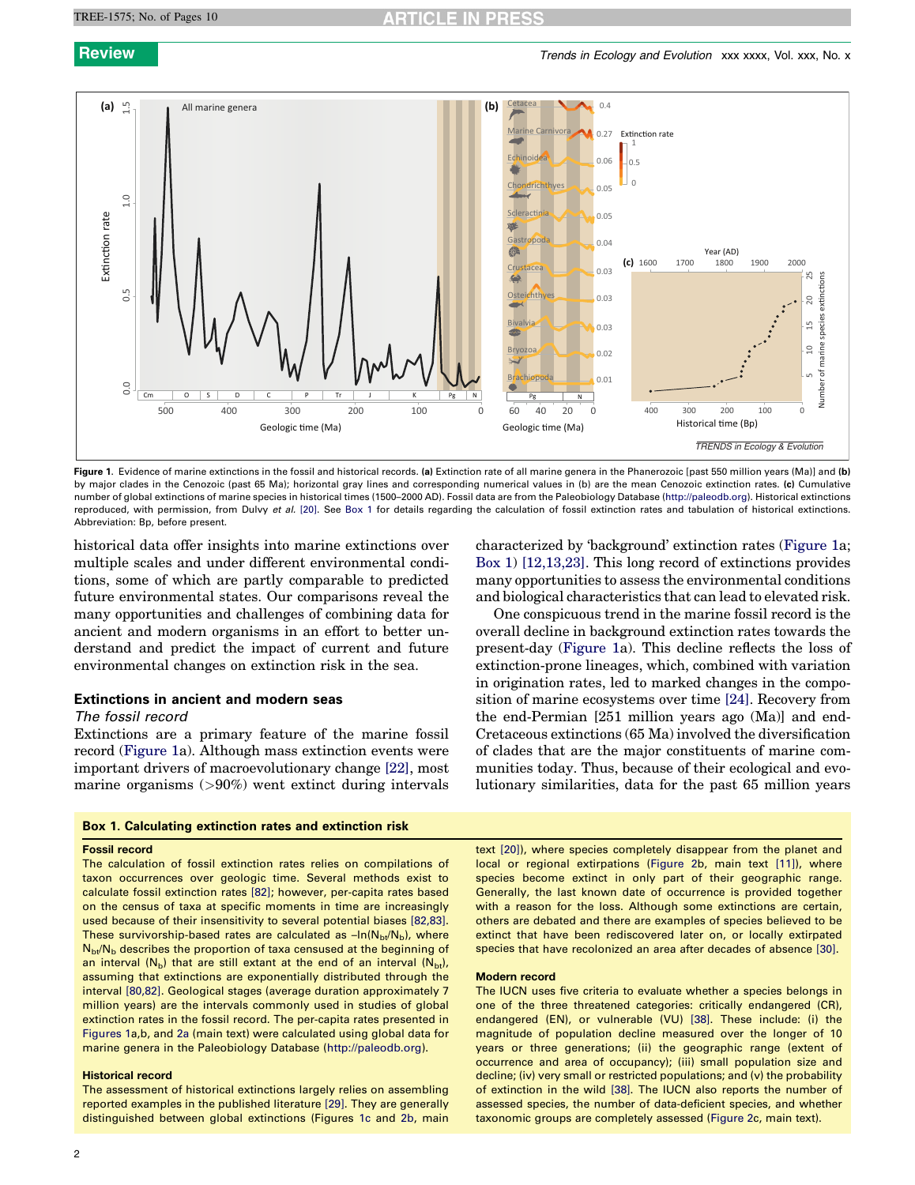Figure 1. Evidence of marine extinctions in the fossil and historical records. **(a)** Extinction rate of all marine genera in the Phanerozoic [past 550 million years (Ma)] and **(b)** by major clades in the Cenozoic (past 65 Ma); horizontal gray lines and corresponding numerical values in (b) are the mean Cenozoic extinction rates. **(c)** Cumulative number of global extinctions of marine species in historical times (1500–2000 AD). Fossil data are from the Paleobiology Database (http://paleodb.org). Historical extinctions reproduced, with permission, from Dulvy *et al.* [20]. See Box 1 for details regarding the calculation of fossil extinction rates and tabulation of historical extinctions. Abbreviation: Bp, before present.

historical data offer insights into marine extinctions over multiple scales and under different environmental conditions, some of which are partly comparable to predicted future environmental states. Our comparisons reveal the many opportunities and challenges of combining data for ancient and modern organisms in an effort to better understand and predict the impact of current and future environmental changes on extinction risk in the sea.

## Extinctions in ancient and modern seas

### *The fossil record*

Extinctions are a primary feature of the marine fossil record (Figure 1a). Although mass extinction events were important drivers of macroevolutionary change [22], most marine organisms (>90%) went extinct during intervals characterized by 'background' extinction rates (Figure 1a; Box 1) [12,13,23]. This long record of extinctions provides many opportunities to assess the environmental conditions and biological characteristics that can lead to elevated risk.

One conspicuous trend in the marine fossil record is the overall decline in background extinction rates towards the present-day (Figure 1a). This decline reflects the loss of extinction-prone lineages, which, combined with variation in origination rates, led to marked changes in the composition of marine ecosystems over time [24]. Recovery from the end-Permian [251 million years ago (Ma)] and end-Cretaceous extinctions (65 Ma) involved the diversification of clades that are the major constituents of marine communities today. Thus, because of their ecological and evolutionary similarities, data for the past 65 million years

### Box 1. Calculating extinction rates and extinction risk

**Fossil record**

The calculation of fossil extinction rates relies on compilations of taxon occurrences over geologic time. Several methods exist to calculate fossil extinction rates [82]; however, per-capita rates based on the census of taxa at specific moments in time are increasingly used because of their insensitivity to several potential biases [82,83]. These survivorship-based rates are calculated as $-\ln(N_{bt}/N_b)$, where $N_{bt}/N_b$ describes the proportion of taxa censused at the beginning of an interval ($N_b$) that are still extant at the end of an interval ($N_{bt}$), assuming that extinctions are exponentially distributed through the interval [80,82]. Geological stages (average duration approximately 7 million years) are the intervals commonly used in studies of global extinction rates in the fossil record. The per-capita rates presented in Figures 1a,b, and 2a (main text) were calculated using global data for marine genera in the Paleobiology Database (http://paleodb.org).

**Historical record**

The assessment of historical extinctions largely relies on assembling reported examples in the published literature [29]. They are generally distinguished between global extinctions (Figures 1c and 2b, main text [20]), where species completely disappear from the planet and local or regional extirpations (Figure 2b, main text [11]), where species become extinct in only part of their geographic range. Generally, the last known date of occurrence is provided together with a reason for the loss. Although some extinctions are certain, others are debated and there are examples of species believed to be extinct that have been rediscovered later on, or locally extirpated species that have recolonized an area after decades of absence [30].

**Modern record**

The IUCN uses five criteria to evaluate whether a species belongs in one of the three threatened categories: critically endangered (CR), endangered (EN), or vulnerable (VU) [38]. These include: (i) the magnitude of population decline measured over the longer of 10 years or three generations; (ii) the geographic range (extent of occurrence and area of occupancy); (iii) small population size and decline; (iv) very small or restricted populations; and (v) the probability of extinction in the wild [38]. The IUCN also reports the number of assessed species, the number of data-deficient species, and whether taxonomic groups are completely assessed (Figure 2c, main text).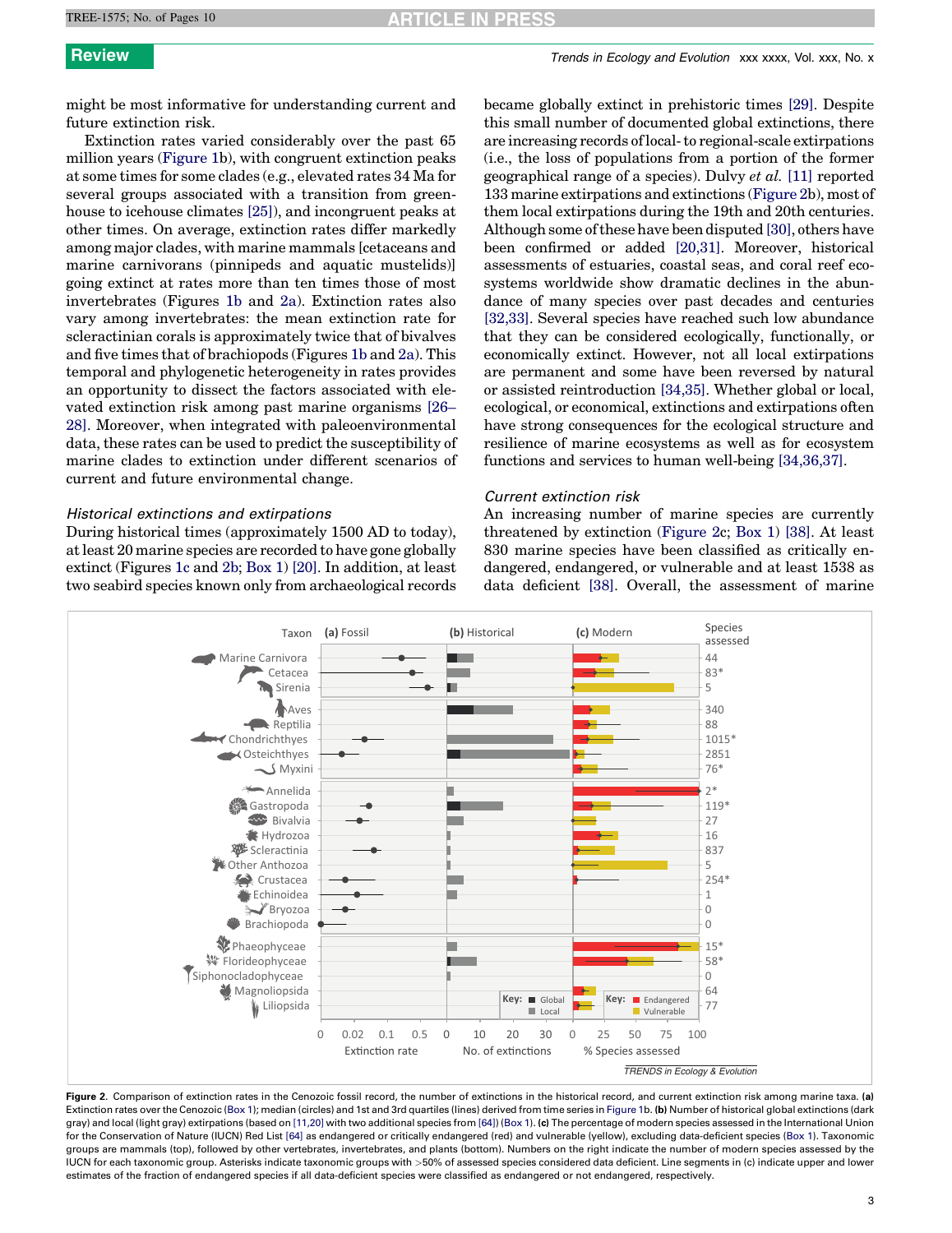might be most informative for understanding current and future extinction risk.

Extinction rates varied considerably over the past 65 million years (Figure 1b), with congruent extinction peaks at some times for some clades (e.g., elevated rates 34 Ma for several groups associated with a transition from greenhouse to icehouse climates [25]), and incongruent peaks at other times. On average, extinction rates differ markedly among major clades, with marine mammals [cetaceans and marine carnivorans (pinnipeds and aquatic mustelids)] going extinct at rates more than ten times those of most invertebrates (Figures 1b and 2a). Extinction rates also vary among invertebrates: the mean extinction rate for scleractinian corals is approximately twice that of bivalves and five times that of brachiopods (Figures 1b and 2a). This temporal and phylogenetic heterogeneity in rates provides an opportunity to dissect the factors associated with elevated extinction risk among past marine organisms [26–28]. Moreover, when integrated with paleoenvironmental data, these rates can be used to predict the susceptibility of marine clades to extinction under different scenarios of current and future environmental change.

### *Historical extinctions and extirpations*

During historical times (approximately 1500 AD to today), at least 20 marine species are recorded to have gone globally extinct (Figures 1c and 2b; Box 1) [20]. In addition, at least two seabird species known only from archaeological records became globally extinct in prehistoric times [29]. Despite this small number of documented global extinctions, there are increasing records of local- to regional-scale extirpations (i.e., the loss of populations from a portion of the former geographical range of a species). Dulvy *et al.* [11] reported 133 marine extirpations and extinctions (Figure 2b), most of them local extirpations during the 19th and 20th centuries. Although some of these have been disputed [30], others have been confirmed or added [20,31]. Moreover, historical assessments of estuaries, coastal seas, and coral reef ecosystems worldwide show dramatic declines in the abundance of many species over past decades and centuries [32,33]. Several species have reached such low abundance that they can be considered ecologically, functionally, or economically extinct. However, not all local extirpations are permanent and some have been reversed by natural or assisted reintroduction [34,35]. Whether global or local, ecological, or economical, extinctions and extirpations often have strong consequences for the ecological structure and resilience of marine ecosystems as well as for ecosystem functions and services to human well-being [34,36,37].

### *Current extinction risk*

An increasing number of marine species are currently threatened by extinction (Figure 2c; Box 1) [38]. At least 830 marine species have been classified as critically endangered, endangered, or vulnerable and at least 1538 as data deficient [38]. Overall, the assessment of marine

Figure 2. Comparison of extinction rates in the Cenozoic fossil record, the number of extinctions in the historical record, and current extinction risk among marine taxa. **(a)** Extinction rates over the Cenozoic (Box 1); median (circles) and 1st and 3rd quartiles (lines) derived from time series in Figure 1b. **(b)** Number of historical global extinctions (dark gray) and local (light gray) extirpations (based on [11,20] with two additional species from [64]) (Box 1). **(c)** The percentage of modern species assessed in the International Union for the Conservation of Nature (IUCN) Red List [64] as endangered or critically endangered (red) and vulnerable (yellow), excluding data-deficient species (Box 1). Taxonomic groups are mammals (top), followed by other vertebrates, invertebrates, and plants (bottom). Numbers on the right indicate the number of modern species assessed by the IUCN for each taxonomic group. Asterisks indicate taxonomic groups with >50% of assessed species considered data deficient. Line segments in (c) indicate upper and lower estimates of the fraction of endangered species if all data-deficient species were classified as endangered or not endangered, respectively.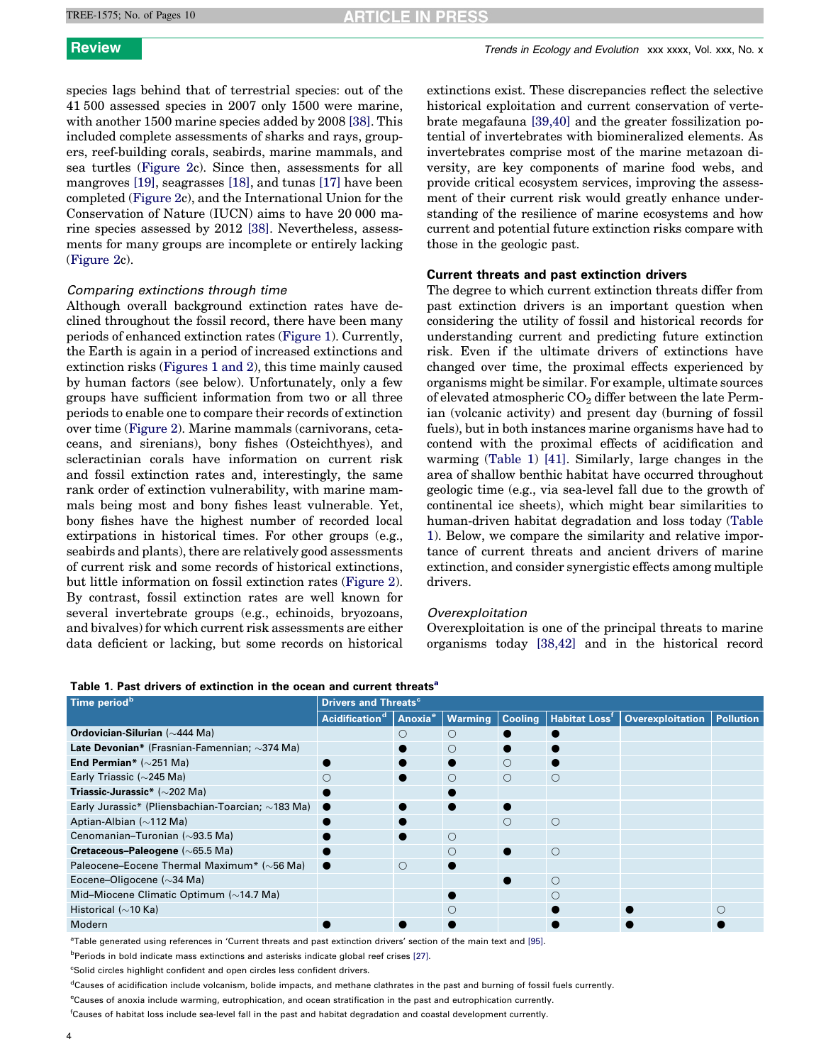species lags behind that of terrestrial species: out of the 41 500 assessed species in 2007 only 1500 were marine, with another 1500 marine species added by 2008 [38]. This included complete assessments of sharks and rays, groupers, reef-building corals, seabirds, marine mammals, and sea turtles (Figure 2c). Since then, assessments for all mangroves [19], seagrasses [18], and tunas [17] have been completed (Figure 2c), and the International Union for the Conservation of Nature (IUCN) aims to have 20 000 marine species assessed by 2012 [38]. Nevertheless, assessments for many groups are incomplete or entirely lacking (Figure 2c).

### *Comparing extinctions through time*

Although overall background extinction rates have declined throughout the fossil record, there have been many periods of enhanced extinction rates (Figure 1). Currently, the Earth is again in a period of increased extinctions and extinction risks (Figures 1 and 2), this time mainly caused by human factors (see below). Unfortunately, only a few groups have sufficient information from two or all three periods to enable one to compare their records of extinction over time (Figure 2). Marine mammals (carnivorans, cetaceans, and sirenians), bony fishes (Osteichthyes), and scleractinian corals have information on current risk and fossil extinction rates and, interestingly, the same rank order of extinction vulnerability, with marine mammals being most and bony fishes least vulnerable. Yet, bony fishes have the highest number of recorded local extirpations in historical times. For other groups (e.g., seabirds and plants), there are relatively good assessments of current risk and some records of historical extinctions, but little information on fossil extinction rates (Figure 2). By contrast, fossil extinction rates are well known for several invertebrate groups (e.g., echinoids, bryozoans, and bivalves) for which current risk assessments are either data deficient or lacking, but some records on historical extinctions exist. These discrepancies reflect the selective historical exploitation and current conservation of vertebrate megafauna [39,40] and the greater fossilization potential of invertebrates with biomineralized elements. As invertebrates comprise most of the marine metazoan diversity, are key components of marine food webs, and provide critical ecosystem services, improving the assessment of their current risk would greatly enhance understanding of the resilience of marine ecosystems and how current and potential future extinction risks compare with those in the geologic past.

## Current threats and past extinction drivers

The degree to which current extinction threats differ from past extinction drivers is an important question when considering the utility of fossil and historical records for understanding current and predicting future extinction risk. Even if the ultimate drivers of extinctions have changed over time, the proximal effects experienced by organisms might be similar. For example, ultimate sources of elevated atmospheric $CO_2$ differ between the late Permian (volcanic activity) and present day (burning of fossil fuels), but in both instances marine organisms have had to contend with the proximal effects of acidification and warming (Table 1) [41]. Similarly, large changes in the area of shallow benthic habitat have occurred throughout geologic time (e.g., via sea-level fall due to the growth of continental ice sheets), which might bear similarities to human-driven habitat degradation and loss today (Table 1). Below, we compare the similarity and relative importance of current threats and ancient drivers of marine extinction, and consider synergistic effects among multiple drivers.

### *Overexploitation*

Overexploitation is one of the principal threats to marine organisms today [38,42] and in the historical record

**Table 1. Past drivers of extinction in the ocean and current threats[a]**

| Time period[b] | Drivers and Threats[c] | | | | | | |
|---|---|---|---|---|---|---|---|
| | Acidification[d] | Anoxia[e] | Warming | Cooling | Habitat Loss[f] | Overexploitation | Pollution |
| **Ordovician-Silurian** (~444 Ma) | | ○ | ○ | ● | ● | | |
| **Late Devonian*** (Frasnian-Famennian; ~374 Ma) | | ● | ○ | ● | ● | | |
| **End Permian*** (~251 Ma) | ● | ● | ● | ○ | ● | | |
| Early Triassic (~245 Ma) | ○ | ● | ○ | ○ | ○ | | |
| **Triassic-Jurassic*** (~202 Ma) | ● | | ● | | | | |
| Early Jurassic* (Pliensbachian-Toarcian; ~183 Ma) | ● | ● | ● | ● | | | |
| Aptian-Albian (~112 Ma) | ● | ● | | ○ | ○ | | |
| Cenomanian–Turonian (~93.5 Ma) | ● | ● | ○ | | | | |
| **Cretaceous–Paleogene** (~65.5 Ma) | ● | | ○ | ● | ○ | | |
| Paleocene–Eocene Thermal Maximum* (~56 Ma) | ● | ○ | ● | | | | |
| Eocene–Oligocene (~34 Ma) | | | | ● | ○ | | |
| Mid–Miocene Climatic Optimum (~14.7 Ma) | | | ● | | ○ | | |
| Historical (~10 Ka) | | | ○ | | ● | ● | ○ |
| Modern | ● | ● | ● | | ● | ● | ● |

[a]Table generated using references in 'Current threats and past extinction drivers' section of the main text and [95].

[b]Periods in bold indicate mass extinctions and asterisks indicate global reef crises [27].

[c]Solid circles highlight confident and open circles less confident drivers.

[d]Causes of acidification include volcanism, bolide impacts, and methane clathrates in the past and burning of fossil fuels currently.

[e]Causes of anoxia include warming, eutrophication, and ocean stratification in the past and eutrophication currently.

[f]Causes of habitat loss include sea-level fall in the past and habitat degradation and coastal development currently.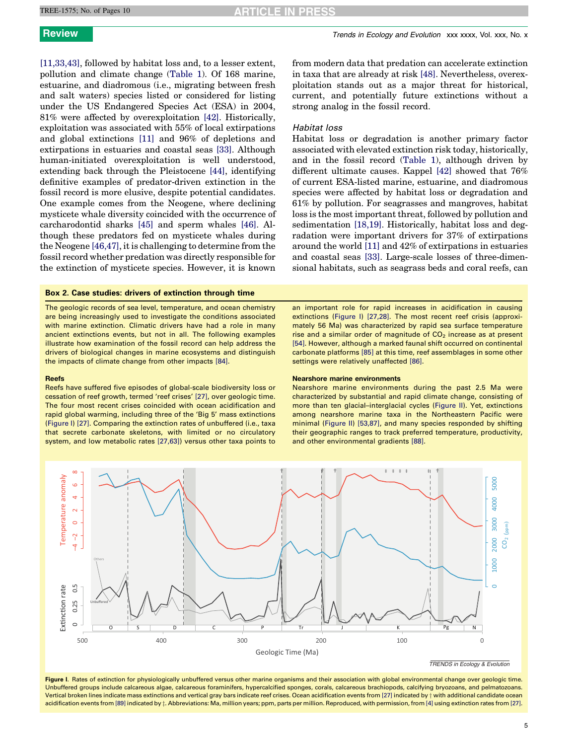[11,33,43], followed by habitat loss and, to a lesser extent, pollution and climate change (Table 1). Of 168 marine, estuarine, and diadromous (i.e., migrating between fresh and salt waters) species listed or considered for listing under the US Endangered Species Act (ESA) in 2004, 81% were affected by overexploitation [42]. Historically, exploitation was associated with 55% of local extirpations and global extinctions [11] and 96% of depletions and extirpations in estuaries and coastal seas [33]. Although human-initiated overexploitation is well understood, extending back through the Pleistocene [44], identifying definitive examples of predator-driven extinction in the fossil record is more elusive, despite potential candidates. One example comes from the Neogene, where declining mysticete whale diversity coincided with the occurrence of carcharodontid sharks [45] and sperm whales [46]. Although these predators fed on mysticete whales during the Neogene [46,47], it is challenging to determine from the fossil record whether predation was directly responsible for the extinction of mysticete species. However, it is known from modern data that predation can accelerate extinction in taxa that are already at risk [48]. Nevertheless, overexploitation stands out as a major threat for historical, current, and potentially future extinctions without a strong analog in the fossil record.

### *Habitat loss*

Habitat loss or degradation is another primary factor associated with elevated extinction risk today, historically, and in the fossil record (Table 1), although driven by different ultimate causes. Kappel [42] showed that 76% of current ESA-listed marine, estuarine, and diadromous species were affected by habitat loss or degradation and 61% by pollution. For seagrasses and mangroves, habitat loss is the most important threat, followed by pollution and sedimentation [18,19]. Historically, habitat loss and degradation were important drivers for 37% of extirpations around the world [11] and 42% of extirpations in estuaries and coastal seas [33]. Large-scale losses of three-dimensional habitats, such as seagrass beds and coral reefs, can

## Box 2. Case studies: drivers of extinction through time

The geologic records of sea level, temperature, and ocean chemistry are being increasingly used to investigate the conditions associated with marine extinction. Climatic drivers have had a role in many ancient extinctions events, but not in all. The following examples illustrate how examination of the fossil record can help address the drivers of biological changes in marine ecosystems and distinguish the impacts of climate change from other impacts [84].

### Reefs

Reefs have suffered five episodes of global-scale biodiversity loss or cessation of reef growth, termed 'reef crises' [27], over geologic time. The four most recent crises coincided with ocean acidification and rapid global warming, including three of the 'Big 5' mass extinctions (Figure I) [27]. Comparing the extinction rates of unbuffered (i.e., taxa that secrete carbonate skeletons, with limited or no circulatory system, and low metabolic rates [27,63]) versus other taxa points to an important role for rapid increases in acidification in causing extinctions (Figure I) [27,28]. The most recent reef crisis (approximately 56 Ma) was characterized by rapid sea surface temperature rise and a similar order of magnitude of $CO_2$ increase as at present [54]. However, although a marked faunal shift occurred on continental carbonate platforms [85] at this time, reef assemblages in some other settings were relatively unaffected [86].

### Nearshore marine environments

Nearshore marine environments during the past 2.5 Ma were characterized by substantial and rapid climate change, consisting of more than ten glacial–interglacial cycles (Figure II). Yet, extinctions among nearshore marine taxa in the Northeastern Pacific were minimal (Figure II) [53,87], and many species responded by shifting their geographic ranges to track preferred temperature, productivity, and other environmental gradients [88].

**Figure I.** Rates of extinction for physiologically unbuffered versus other marine organisms and their association with global environmental change over geologic time. Unbuffered groups include calcareous algae, calcareous foraminifers, hypercalcified sponges, corals, calcareous brachiopods, calcifying bryozoans, and pelmatozoans. Vertical broken lines indicate mass extinctions and vertical gray bars indicate reef crises. Ocean acidification events from [27] indicated by † with additional candidate ocean acidification events from [89] indicated by ‡. Abbreviations: Ma, million years; ppm, parts per million. Reproduced, with permission, from [4] using extinction rates from [27].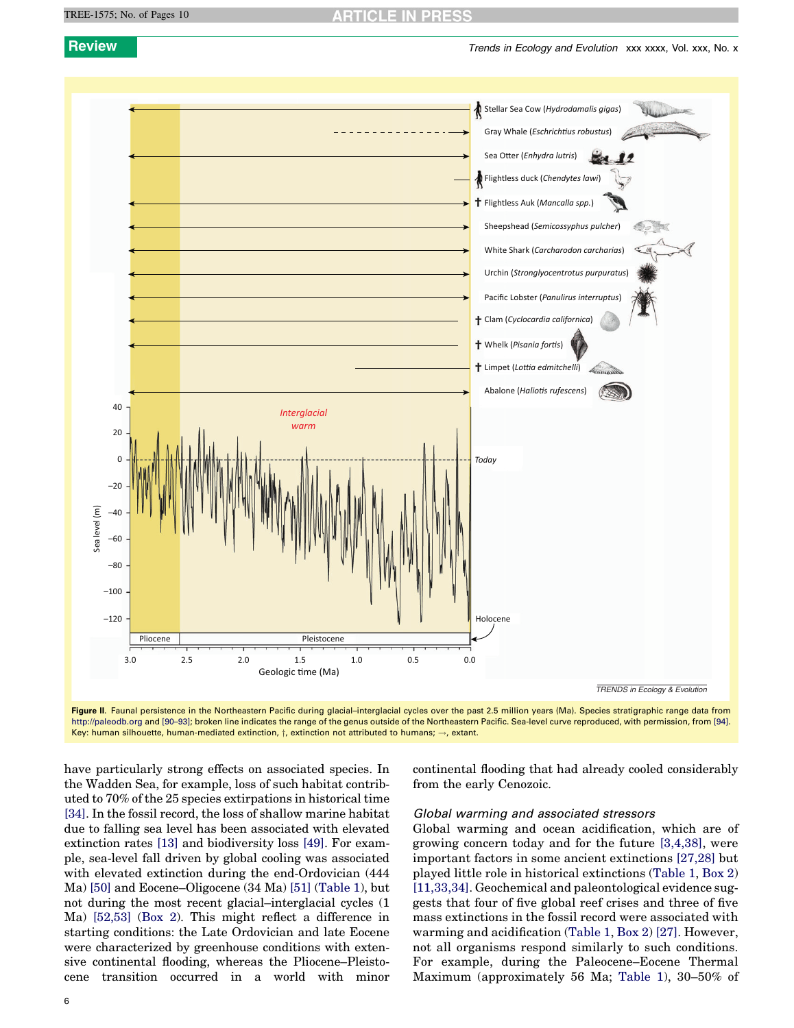Figure II. Faunal persistence in the Northeastern Pacific during glacial–interglacial cycles over the past 2.5 million years (Ma). Species stratigraphic range data from http://paleodb.org and [90–93]; broken line indicates the range of the genus outside of the Northeastern Pacific. Sea-level curve reproduced, with permission, from [94]. Key: human silhouette, human-mediated extinction, †, extinction not attributed to humans; →, extant.

have particularly strong effects on associated species. In the Wadden Sea, for example, loss of such habitat contributed to 70% of the 25 species extirpations in historical time [34]. In the fossil record, the loss of shallow marine habitat due to falling sea level has been associated with elevated extinction rates [13] and biodiversity loss [49]. For example, sea-level fall driven by global cooling was associated with elevated extinction during the end-Ordovician (444 Ma) [50] and Eocene–Oligocene (34 Ma) [51] (Table 1), but not during the most recent glacial–interglacial cycles (1 Ma) [52,53] (Box 2). This might reflect a difference in starting conditions: the Late Ordovician and late Eocene were characterized by greenhouse conditions with extensive continental flooding, whereas the Pliocene–Pleistocene transition occurred in a world with minor continental flooding that had already cooled considerably from the early Cenozoic.

### Global warming and associated stressors

Global warming and ocean acidification, which are of growing concern today and for the future [3,4,38], were important factors in some ancient extinctions [27,28] but played little role in historical extinctions (Table 1, Box 2) [11,33,34]. Geochemical and paleontological evidence suggests that four of five global reef crises and three of five mass extinctions in the fossil record were associated with warming and acidification (Table 1, Box 2) [27]. However, not all organisms respond similarly to such conditions. For example, during the Paleocene–Eocene Thermal Maximum (approximately 56 Ma; Table 1), 30–50% of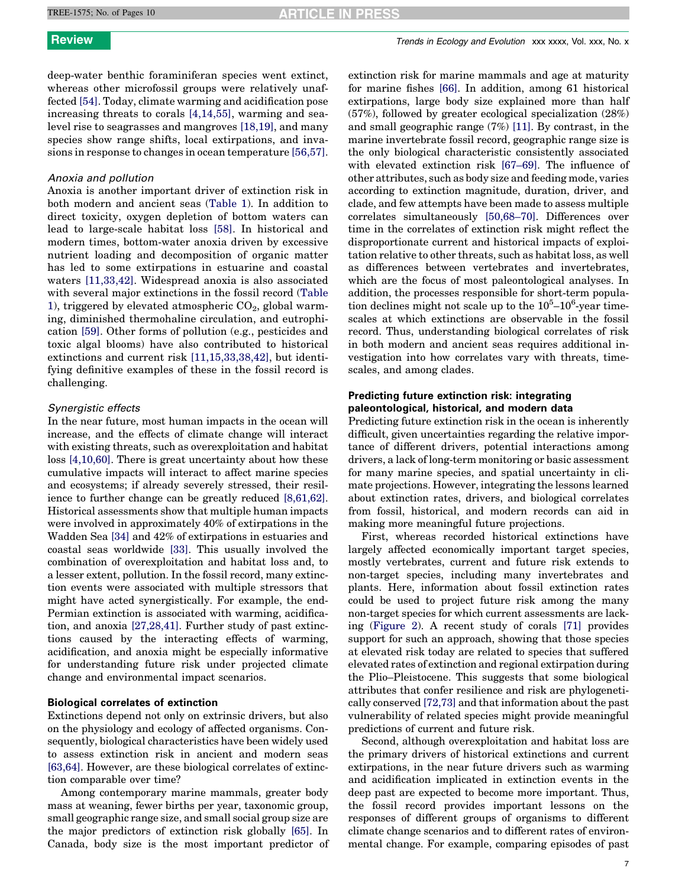deep-water benthic foraminiferan species went extinct, whereas other microfossil groups were relatively unaffected [54]. Today, climate warming and acidification pose increasing threats to corals [4,14,55], warming and sea-level rise to seagrasses and mangroves [18,19], and many species show range shifts, local extirpations, and invasions in response to changes in ocean temperature [56,57].

*Anoxia and pollution*

Anoxia is another important driver of extinction risk in both modern and ancient seas (Table 1). In addition to direct toxicity, oxygen depletion of bottom waters can lead to large-scale habitat loss [58]. In historical and modern times, bottom-water anoxia driven by excessive nutrient loading and decomposition of organic matter has led to some extirpations in estuarine and coastal waters [11,33,42]. Widespread anoxia is also associated with several major extinctions in the fossil record (Table 1), triggered by elevated atmospheric $CO_2$, global warming, diminished thermohaline circulation, and eutrophication [59]. Other forms of pollution (e.g., pesticides and toxic algal blooms) have also contributed to historical extinctions and current risk [11,15,33,38,42], but identifying definitive examples of these in the fossil record is challenging.

*Synergistic effects*

In the near future, most human impacts in the ocean will increase, and the effects of climate change will interact with existing threats, such as overexploitation and habitat loss [4,10,60]. There is great uncertainty about how these cumulative impacts will interact to affect marine species and ecosystems; if already severely stressed, their resilience to further change can be greatly reduced [8,61,62]. Historical assessments show that multiple human impacts were involved in approximately 40% of extirpations in the Wadden Sea [34] and 42% of extirpations in estuaries and coastal seas worldwide [33]. This usually involved the combination of overexploitation and habitat loss and, to a lesser extent, pollution. In the fossil record, many extinction events were associated with multiple stressors that might have acted synergistically. For example, the end-Permian extinction is associated with warming, acidification, and anoxia [27,28,41]. Further study of past extinctions caused by the interacting effects of warming, acidification, and anoxia might be especially informative for understanding future risk under projected climate change and environmental impact scenarios.

### Biological correlates of extinction

Extinctions depend not only on extrinsic drivers, but also on the physiology and ecology of affected organisms. Consequently, biological characteristics have been widely used to assess extinction risk in ancient and modern seas [63,64]. However, are these biological correlates of extinction comparable over time?

Among contemporary marine mammals, greater body mass at weaning, fewer births per year, taxonomic group, small geographic range size, and small social group size are the major predictors of extinction risk globally [65]. In Canada, body size is the most important predictor of extinction risk for marine mammals and age at maturity for marine fishes [66]. In addition, among 61 historical extirpations, large body size explained more than half (57%), followed by greater ecological specialization (28%) and small geographic range (7%) [11]. By contrast, in the marine invertebrate fossil record, geographic range size is the only biological characteristic consistently associated with elevated extinction risk [67–69]. The influence of other attributes, such as body size and feeding mode, varies according to extinction magnitude, duration, driver, and clade, and few attempts have been made to assess multiple correlates simultaneously [50,68–70]. Differences over time in the correlates of extinction risk might reflect the disproportionate current and historical impacts of exploitation relative to other threats, such as habitat loss, as well as differences between vertebrates and invertebrates, which are the focus of most paleontological analyses. In addition, the processes responsible for short-term population declines might not scale up to the $10^5$–$10^6$-year timescales at which extinctions are observable in the fossil record. Thus, understanding biological correlates of risk in both modern and ancient seas requires additional investigation into how correlates vary with threats, timescales, and among clades.

### Predicting future extinction risk: integrating paleontological, historical, and modern data

Predicting future extinction risk in the ocean is inherently difficult, given uncertainties regarding the relative importance of different drivers, potential interactions among drivers, a lack of long-term monitoring or basic assessment for many marine species, and spatial uncertainty in climate projections. However, integrating the lessons learned about extinction rates, drivers, and biological correlates from fossil, historical, and modern records can aid in making more meaningful future projections.

First, whereas recorded historical extinctions have largely affected economically important target species, mostly vertebrates, current and future risk extends to non-target species, including many invertebrates and plants. Here, information about fossil extinction rates could be used to project future risk among the many non-target species for which current assessments are lacking (Figure 2). A recent study of corals [71] provides support for such an approach, showing that those species at elevated risk today are related to species that suffered elevated rates of extinction and regional extirpation during the Plio–Pleistocene. This suggests that some biological attributes that confer resilience and risk are phylogenetically conserved [72,73] and that information about the past vulnerability of related species might provide meaningful predictions of current and future risk.

Second, although overexploitation and habitat loss are the primary drivers of historical extinctions and current extirpations, in the near future drivers such as warming and acidification implicated in extinction events in the deep past are expected to become more important. Thus, the fossil record provides important lessons on the responses of different groups of organisms to different climate change scenarios and to different rates of environmental change. For example, comparing episodes of past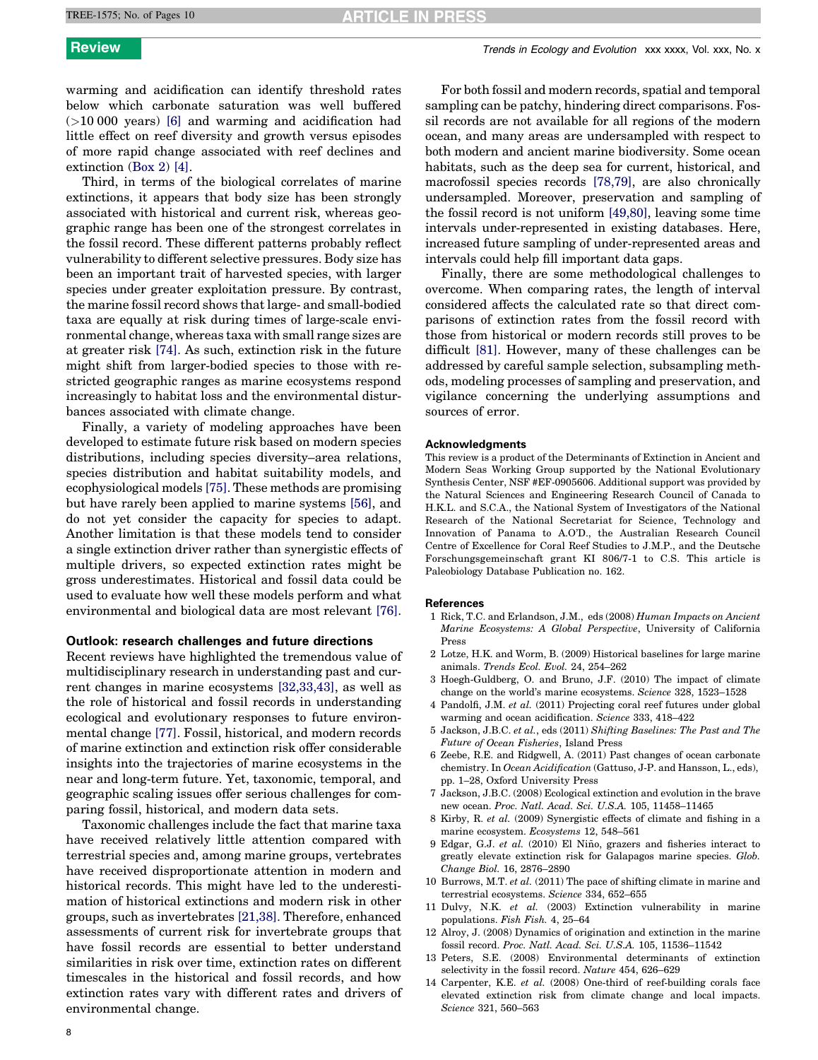warming and acidification can identify threshold rates below which carbonate saturation was well buffered (>10 000 years) [6] and warming and acidification had little effect on reef diversity and growth versus episodes of more rapid change associated with reef declines and extinction (Box 2) [4].

Third, in terms of the biological correlates of marine extinctions, it appears that body size has been strongly associated with historical and current risk, whereas geographic range has been one of the strongest correlates in the fossil record. These different patterns probably reflect vulnerability to different selective pressures. Body size has been an important trait of harvested species, with larger species under greater exploitation pressure. By contrast, the marine fossil record shows that large- and small-bodied taxa are equally at risk during times of large-scale environmental change, whereas taxa with small range sizes are at greater risk [74]. As such, extinction risk in the future might shift from larger-bodied species to those with restricted geographic ranges as marine ecosystems respond increasingly to habitat loss and the environmental disturbances associated with climate change.

Finally, a variety of modeling approaches have been developed to estimate future risk based on modern species distributions, including species diversity–area relations, species distribution and habitat suitability models, and ecophysiological models [75]. These methods are promising but have rarely been applied to marine systems [56], and do not yet consider the capacity for species to adapt. Another limitation is that these models tend to consider a single extinction driver rather than synergistic effects of multiple drivers, so expected extinction rates might be gross underestimates. Historical and fossil data could be used to evaluate how well these models perform and what environmental and biological data are most relevant [76].

### Outlook: research challenges and future directions

Recent reviews have highlighted the tremendous value of multidisciplinary research in understanding past and current changes in marine ecosystems [32,33,43], as well as the role of historical and fossil records in understanding ecological and evolutionary responses to future environmental change [77]. Fossil, historical, and modern records of marine extinction and extinction risk offer considerable insights into the trajectories of marine ecosystems in the near and long-term future. Yet, taxonomic, temporal, and geographic scaling issues offer serious challenges for comparing fossil, historical, and modern data sets.

Taxonomic challenges include the fact that marine taxa have received relatively little attention compared with terrestrial species and, among marine groups, vertebrates have received disproportionate attention in modern and historical records. This might have led to the underestimation of historical extinctions and modern risk in other groups, such as invertebrates [21,38]. Therefore, enhanced assessments of current risk for invertebrate groups that have fossil records are essential to better understand similarities in risk over time, extinction rates on different timescales in the historical and fossil records, and how extinction rates vary with different rates and drivers of environmental change.

For both fossil and modern records, spatial and temporal sampling can be patchy, hindering direct comparisons. Fossil records are not available for all regions of the modern ocean, and many areas are undersampled with respect to both modern and ancient marine biodiversity. Some ocean habitats, such as the deep sea for current, historical, and macrofossil species records [78,79], are also chronically undersampled. Moreover, preservation and sampling of the fossil record is not uniform [49,80], leaving some time intervals under-represented in existing databases. Here, increased future sampling of under-represented areas and intervals could help fill important data gaps.

Finally, there are some methodological challenges to overcome. When comparing rates, the length of interval considered affects the calculated rate so that direct comparisons of extinction rates from the fossil record with those from historical or modern records still proves to be difficult [81]. However, many of these challenges can be addressed by careful sample selection, subsampling methods, modeling processes of sampling and preservation, and vigilance concerning the underlying assumptions and sources of error.

### Acknowledgments

This review is a product of the Determinants of Extinction in Ancient and Modern Seas Working Group supported by the National Evolutionary Synthesis Center, NSF #EF-0905606. Additional support was provided by the Natural Sciences and Engineering Research Council of Canada to H.K.L. and S.C.A., the National System of Investigators of the National Research of the National Secretariat for Science, Technology and Innovation of Panama to A.O'D., the Australian Research Council Centre of Excellence for Coral Reef Studies to J.M.P., and the Deutsche Forschungsgemeinschaft grant KI 806/7-1 to C.S. This article is Paleobiology Database Publication no. 162.

### References

1 Rick, T.C. and Erlandson, J.M., eds (2008) *Human Impacts on Ancient Marine Ecosystems: A Global Perspective*, University of California Press

2 Lotze, H.K. and Worm, B. (2009) Historical baselines for large marine animals. *Trends Ecol. Evol.* 24, 254–262

3 Hoegh-Guldberg, O. and Bruno, J.F. (2010) The impact of climate change on the world's marine ecosystems. *Science* 328, 1523–1528

4 Pandolfi, J.M. *et al.* (2011) Projecting coral reef futures under global warming and ocean acidification. *Science* 333, 418–422

5 Jackson, J.B.C. *et al.*, eds (2011) *Shifting Baselines: The Past and The Future of Ocean Fisheries*, Island Press

6 Zeebe, R.E. and Ridgwell, A. (2011) Past changes of ocean carbonate chemistry. In *Ocean Acidification* (Gattuso, J-P. and Hansson, L., eds), pp. 1–28, Oxford University Press

7 Jackson, J.B.C. (2008) Ecological extinction and evolution in the brave new ocean. *Proc. Natl. Acad. Sci. U.S.A.* 105, 11458–11465

8 Kirby, R. *et al.* (2009) Synergistic effects of climate and fishing in a marine ecosystem. *Ecosystems* 12, 548–561

9 Edgar, G.J. *et al.* (2010) El Niño, grazers and fisheries interact to greatly elevate extinction risk for Galapagos marine species. *Glob. Change Biol.* 16, 2876–2890

10 Burrows, M.T. *et al.* (2011) The pace of shifting climate in marine and terrestrial ecosystems. *Science* 334, 652–655

11 Dulvy, N.K. *et al.* (2003) Extinction vulnerability in marine populations. *Fish Fish.* 4, 25–64

12 Alroy, J. (2008) Dynamics of origination and extinction in the marine fossil record. *Proc. Natl. Acad. Sci. U.S.A.* 105, 11536–11542

13 Peters, S.E. (2008) Environmental determinants of extinction selectivity in the fossil record. *Nature* 454, 626–629

14 Carpenter, K.E. *et al.* (2008) One-third of reef-building corals face elevated extinction risk from climate change and local impacts. *Science* 321, 560–563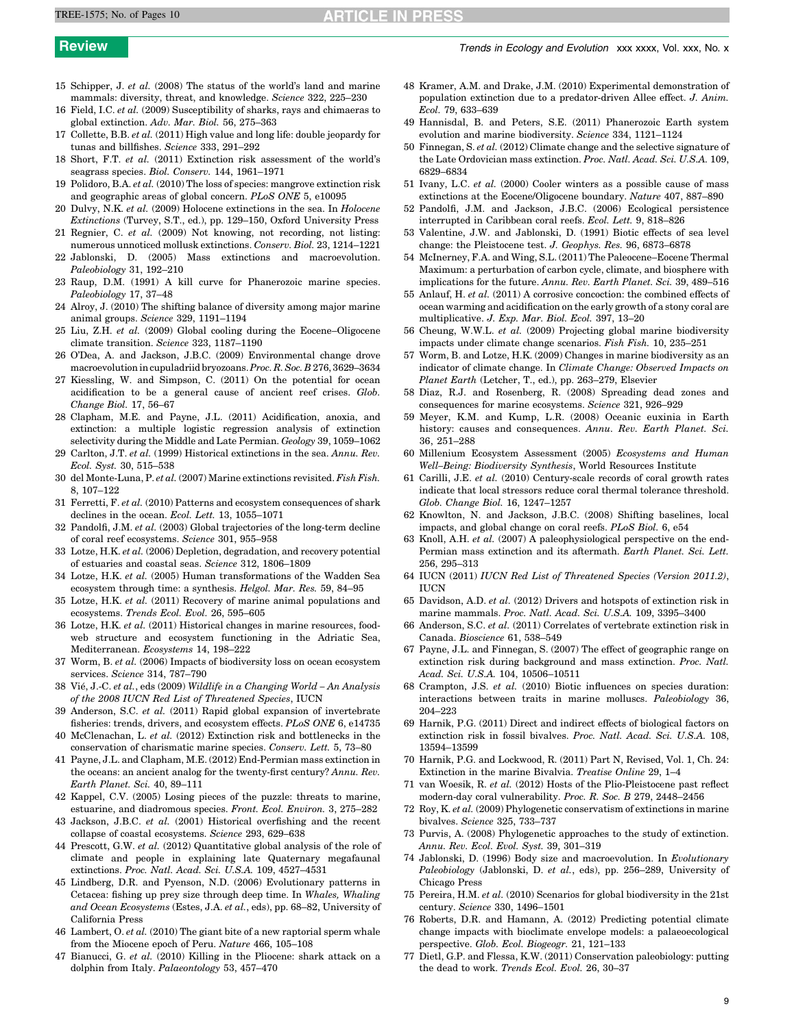15 Schipper, J. *et al.* (2008) The status of the world's land and marine mammals: diversity, threat, and knowledge. *Science* 322, 225–230

16 Field, I.C. *et al.* (2009) Susceptibility of sharks, rays and chimaeras to global extinction. *Adv. Mar. Biol.* 56, 275–363

17 Collette, B.B. *et al.* (2011) High value and long life: double jeopardy for tunas and billfishes. *Science* 333, 291–292

18 Short, F.T. *et al.* (2011) Extinction risk assessment of the world's seagrass species. *Biol. Conserv.* 144, 1961–1971

19 Polidoro, B.A. *et al.* (2010) The loss of species: mangrove extinction risk and geographic areas of global concern. *PLoS ONE* 5, e10095

20 Dulvy, N.K. *et al.* (2009) Holocene extinctions in the sea. In *Holocene Extinctions* (Turvey, S.T., ed.), pp. 129–150, Oxford University Press

21 Regnier, C. *et al.* (2009) Not knowing, not recording, not listing: numerous unnoticed mollusk extinctions. *Conserv. Biol.* 23, 1214–1221

22 Jablonski, D. (2005) Mass extinctions and macroevolution. *Paleobiology* 31, 192–210

23 Raup, D.M. (1991) A kill curve for Phanerozoic marine species. *Paleobiology* 17, 37–48

24 Alroy, J. (2010) The shifting balance of diversity among major marine animal groups. *Science* 329, 1191–1194

25 Liu, Z.H. *et al.* (2009) Global cooling during the Eocene–Oligocene climate transition. *Science* 323, 1187–1190

26 O'Dea, A. and Jackson, J.B.C. (2009) Environmental change drove macroevolution in cupuladriid bryozoans. *Proc. R. Soc. B* 276, 3629–3634

27 Kiessling, W. and Simpson, C. (2011) On the potential for ocean acidification to be a general cause of ancient reef crises. *Glob. Change Biol.* 17, 56–67

28 Clapham, M.E. and Payne, J.L. (2011) Acidification, anoxia, and extinction: a multiple logistic regression analysis of extinction selectivity during the Middle and Late Permian. *Geology* 39, 1059–1062

29 Carlton, J.T. *et al.* (1999) Historical extinctions in the sea. *Annu. Rev. Ecol. Syst.* 30, 515–538

30 del Monte-Luna, P. *et al.* (2007) Marine extinctions revisited. *Fish Fish.* 8, 107–122

31 Ferretti, F. *et al.* (2010) Patterns and ecosystem consequences of shark declines in the ocean. *Ecol. Lett.* 13, 1055–1071

32 Pandolfi, J.M. *et al.* (2003) Global trajectories of the long-term decline of coral reef ecosystems. *Science* 301, 955–958

33 Lotze, H.K. *et al.* (2006) Depletion, degradation, and recovery potential of estuaries and coastal seas. *Science* 312, 1806–1809

34 Lotze, H.K. *et al.* (2005) Human transformations of the Wadden Sea ecosystem through time: a synthesis. *Helgol. Mar. Res.* 59, 84–95

35 Lotze, H.K. *et al.* (2011) Recovery of marine animal populations and ecosystems. *Trends Ecol. Evol.* 26, 595–605

36 Lotze, H.K. *et al.* (2011) Historical changes in marine resources, food-web structure and ecosystem functioning in the Adriatic Sea, Mediterranean. *Ecosystems* 14, 198–222

37 Worm, B. *et al.* (2006) Impacts of biodiversity loss on ocean ecosystem services. *Science* 314, 787–790

38 Vié, J.-C. *et al.*, eds (2009) *Wildlife in a Changing World – An Analysis of the 2008 IUCN Red List of Threatened Species*, IUCN

39 Anderson, S.C. *et al.* (2011) Rapid global expansion of invertebrate fisheries: trends, drivers, and ecosystem effects. *PLoS ONE* 6, e14735

40 McClenachan, L. *et al.* (2012) Extinction risk and bottlenecks in the conservation of charismatic marine species. *Conserv. Lett.* 5, 73–80

41 Payne, J.L. and Clapham, M.E. (2012) End-Permian mass extinction in the oceans: an ancient analog for the twenty-first century? *Annu. Rev. Earth Planet. Sci.* 40, 89–111

42 Kappel, C.V. (2005) Losing pieces of the puzzle: threats to marine, estuarine, and diadromous species. *Front. Ecol. Environ.* 3, 275–282

43 Jackson, J.B.C. *et al.* (2001) Historical overfishing and the recent collapse of coastal ecosystems. *Science* 293, 629–638

44 Prescott, G.W. *et al.* (2012) Quantitative global analysis of the role of climate and people in explaining late Quaternary megafaunal extinctions. *Proc. Natl. Acad. Sci. U.S.A.* 109, 4527–4531

45 Lindberg, D.R. and Pyenson, N.D. (2006) Evolutionary patterns in Cetacea: fishing up prey size through deep time. In *Whales, Whaling and Ocean Ecosystems* (Estes, J.A. *et al.*, eds), pp. 68–82, University of California Press

46 Lambert, O. *et al.* (2010) The giant bite of a new raptorial sperm whale from the Miocene epoch of Peru. *Nature* 466, 105–108

47 Bianucci, G. *et al.* (2010) Killing in the Pliocene: shark attack on a dolphin from Italy. *Palaeontology* 53, 457–470

48 Kramer, A.M. and Drake, J.M. (2010) Experimental demonstration of population extinction due to a predator-driven Allee effect. *J. Anim. Ecol.* 79, 633–639

49 Hannisdal, B. and Peters, S.E. (2011) Phanerozoic Earth system evolution and marine biodiversity. *Science* 334, 1121–1124

50 Finnegan, S. *et al.* (2012) Climate change and the selective signature of the Late Ordovician mass extinction. *Proc. Natl. Acad. Sci. U.S.A.* 109, 6829–6834

51 Ivany, L.C. *et al.* (2000) Cooler winters as a possible cause of mass extinctions at the Eocene/Oligocene boundary. *Nature* 407, 887–890

52 Pandolfi, J.M. and Jackson, J.B.C. (2006) Ecological persistence interrupted in Caribbean coral reefs. *Ecol. Lett.* 9, 818–826

53 Valentine, J.W. and Jablonski, D. (1991) Biotic effects of sea level change: the Pleistocene test. *J. Geophys. Res.* 96, 6873–6878

54 McInerney, F.A. and Wing, S.L. (2011) The Paleocene–Eocene Thermal Maximum: a perturbation of carbon cycle, climate, and biosphere with implications for the future. *Annu. Rev. Earth Planet. Sci.* 39, 489–516

55 Anlauf, H. *et al.* (2011) A corrosive concoction: the combined effects of ocean warming and acidification on the early growth of a stony coral are multiplicative. *J. Exp. Mar. Biol. Ecol.* 397, 13–20

56 Cheung, W.W.L. *et al.* (2009) Projecting global marine biodiversity impacts under climate change scenarios. *Fish Fish.* 10, 235–251

57 Worm, B. and Lotze, H.K. (2009) Changes in marine biodiversity as an indicator of climate change. In *Climate Change: Observed Impacts on Planet Earth* (Letcher, T., ed.), pp. 263–279, Elsevier

58 Diaz, R.J. and Rosenberg, R. (2008) Spreading dead zones and consequences for marine ecosystems. *Science* 321, 926–929

59 Meyer, K.M. and Kump, L.R. (2008) Oceanic euxinia in Earth history: causes and consequences. *Annu. Rev. Earth Planet. Sci.* 36, 251–288

60 Millenium Ecosystem Assessment (2005) *Ecosystems and Human Well-Being: Biodiversity Synthesis*, World Resources Institute

61 Carilli, J.E. *et al.* (2010) Century-scale records of coral growth rates indicate that local stressors reduce coral thermal tolerance threshold. *Glob. Change Biol.* 16, 1247–1257

62 Knowlton, N. and Jackson, J.B.C. (2008) Shifting baselines, local impacts, and global change on coral reefs. *PLoS Biol.* 6, e54

63 Knoll, A.H. *et al.* (2007) A paleophysiological perspective on the end-Permian mass extinction and its aftermath. *Earth Planet. Sci. Lett.* 256, 295–313

64 IUCN (2011) *IUCN Red List of Threatened Species (Version 2011.2)*, IUCN

65 Davidson, A.D. *et al.* (2012) Drivers and hotspots of extinction risk in marine mammals. *Proc. Natl. Acad. Sci. U.S.A.* 109, 3395–3400

66 Anderson, S.C. *et al.* (2011) Correlates of vertebrate extinction risk in Canada. *Bioscience* 61, 538–549

67 Payne, J.L. and Finnegan, S. (2007) The effect of geographic range on extinction risk during background and mass extinction. *Proc. Natl. Acad. Sci. U.S.A.* 104, 10506–10511

68 Crampton, J.S. *et al.* (2010) Biotic influences on species duration: interactions between traits in marine molluscs. *Paleobiology* 36, 204–223

69 Harnik, P.G. (2011) Direct and indirect effects of biological factors on extinction risk in fossil bivalves. *Proc. Natl. Acad. Sci. U.S.A.* 108, 13594–13599

70 Harnik, P.G. and Lockwood, R. (2011) Part N, Revised, Vol. 1, Ch. 24: Extinction in the marine Bivalvia. *Treatise Online* 29, 1–4

71 van Woesik, R. *et al.* (2012) Hosts of the Plio-Pleistocene past reflect modern-day coral vulnerability. *Proc. R. Soc. B* 279, 2448–2456

72 Roy, K. *et al.* (2009) Phylogenetic conservatism of extinctions in marine bivalves. *Science* 325, 733–737

73 Purvis, A. (2008) Phylogenetic approaches to the study of extinction. *Annu. Rev. Ecol. Evol. Syst.* 39, 301–319

74 Jablonski, D. (1996) Body size and macroevolution. In *Evolutionary Paleobiology* (Jablonski, D. *et al.*, eds), pp. 256–289, University of Chicago Press

75 Pereira, H.M. *et al.* (2010) Scenarios for global biodiversity in the 21st century. *Science* 330, 1496–1501

76 Roberts, D.R. and Hamann, A. (2012) Predicting potential climate change impacts with bioclimate envelope models: a palaeoecological perspective. *Glob. Ecol. Biogeogr.* 21, 121–133

77 Dietl, G.P. and Flessa, K.W. (2011) Conservation paleobiology: putting the dead to work. *Trends Ecol. Evol.* 26, 30–37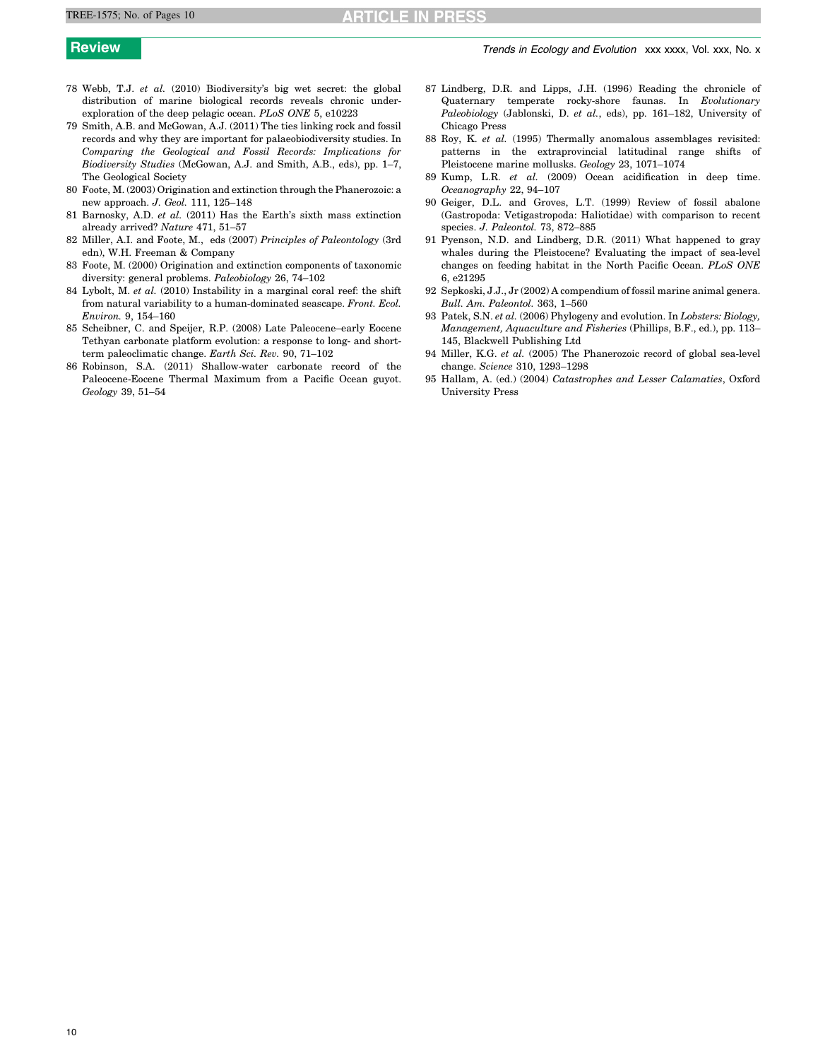78 Webb, T.J. *et al.* (2010) Biodiversity's big wet secret: the global distribution of marine biological records reveals chronic under-exploration of the deep pelagic ocean. *PLoS ONE* 5, e10223

79 Smith, A.B. and McGowan, A.J. (2011) The ties linking rock and fossil records and why they are important for palaeobiodiversity studies. In *Comparing the Geological and Fossil Records: Implications for Biodiversity Studies* (McGowan, A.J. and Smith, A.B., eds), pp. 1–7, The Geological Society

80 Foote, M. (2003) Origination and extinction through the Phanerozoic: a new approach. *J. Geol.* 111, 125–148

81 Barnosky, A.D. *et al.* (2011) Has the Earth's sixth mass extinction already arrived? *Nature* 471, 51–57

82 Miller, A.I. and Foote, M., eds (2007) *Principles of Paleontology* (3rd edn), W.H. Freeman & Company

83 Foote, M. (2000) Origination and extinction components of taxonomic diversity: general problems. *Paleobiology* 26, 74–102

84 Lybolt, M. *et al.* (2010) Instability in a marginal coral reef: the shift from natural variability to a human-dominated seascape. *Front. Ecol. Environ.* 9, 154–160

85 Scheibner, C. and Speijer, R.P. (2008) Late Paleocene–early Eocene Tethyan carbonate platform evolution: a response to long- and short-term paleoclimatic change. *Earth Sci. Rev.* 90, 71–102

86 Robinson, S.A. (2011) Shallow-water carbonate record of the Paleocene-Eocene Thermal Maximum from a Pacific Ocean guyot. *Geology* 39, 51–54

87 Lindberg, D.R. and Lipps, J.H. (1996) Reading the chronicle of Quaternary temperate rocky-shore faunas. In *Evolutionary Paleobiology* (Jablonski, D. *et al.*, eds), pp. 161–182, University of Chicago Press

88 Roy, K. *et al.* (1995) Thermally anomalous assemblages revisited: patterns in the extraprovincial latitudinal range shifts of Pleistocene marine mollusks. *Geology* 23, 1071–1074

89 Kump, L.R. *et al.* (2009) Ocean acidification in deep time. *Oceanography* 22, 94–107

90 Geiger, D.L. and Groves, L.T. (1999) Review of fossil abalone (Gastropoda: Vetigastropoda: Haliotidae) with comparison to recent species. *J. Paleontol.* 73, 872–885

91 Pyenson, N.D. and Lindberg, D.R. (2011) What happened to gray whales during the Pleistocene? Evaluating the impact of sea-level changes on feeding habitat in the North Pacific Ocean. *PLoS ONE* 6, e21295

92 Sepkoski, J.J., Jr (2002) A compendium of fossil marine animal genera. *Bull. Am. Paleontol.* 363, 1–560

93 Patek, S.N. *et al.* (2006) Phylogeny and evolution. In *Lobsters: Biology, Management, Aquaculture and Fisheries* (Phillips, B.F., ed.), pp. 113–145, Blackwell Publishing Ltd

94 Miller, K.G. *et al.* (2005) The Phanerozoic record of global sea-level change. *Science* 310, 1293–1298

95 Hallam, A. (ed.) (2004) *Catastrophes and Lesser Calamities*, Oxford University Press